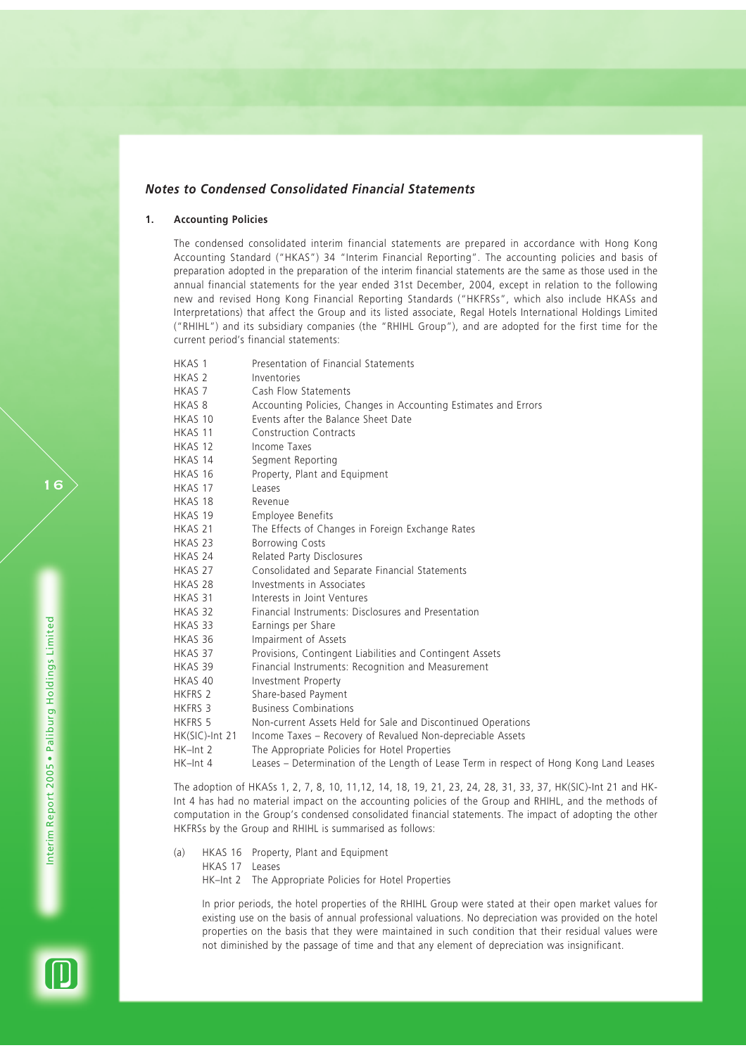## *Notes to Condensed Consolidated Financial Statements*

### 1. Accounting Policies

The condensed consolidated interim financial statements are prepared in accordance with Hong Kong Accounting Standard ("HKAS") 34 "Interim Financial Reporting". The accounting policies and basis of preparation adopted in the preparation of the interim financial statements are the same as those used in the annual financial statements for the year ended 31st December, 2004, except in relation to the following new and revised Hong Kong Financial Reporting Standards ("HKFRSs", which also include HKASs and Interpretations) that affect the Group and its listed associate, Regal Hotels International Holdings Limited ("RHIHL") and its subsidiary companies (the "RHIHL Group"), and are adopted for the first time for the current period's financial statements:

| | |
|---|---|
| HKAS 1 | Presentation of Financial Statements |
| HKAS 2 | Inventories |
| HKAS 7 | Cash Flow Statements |
| HKAS 8 | Accounting Policies, Changes in Accounting Estimates and Errors |
| HKAS 10 | Events after the Balance Sheet Date |
| HKAS 11 | Construction Contracts |
| HKAS 12 | Income Taxes |
| HKAS 14 | Segment Reporting |
| HKAS 16 | Property, Plant and Equipment |
| HKAS 17 | Leases |
| HKAS 18 | Revenue |
| HKAS 19 | Employee Benefits |
| HKAS 21 | The Effects of Changes in Foreign Exchange Rates |
| HKAS 23 | Borrowing Costs |
| HKAS 24 | Related Party Disclosures |
| HKAS 27 | Consolidated and Separate Financial Statements |
| HKAS 28 | Investments in Associates |
| HKAS 31 | Interests in Joint Ventures |
| HKAS 32 | Financial Instruments: Disclosures and Presentation |
| HKAS 33 | Earnings per Share |
| HKAS 36 | Impairment of Assets |
| HKAS 37 | Provisions, Contingent Liabilities and Contingent Assets |
| HKAS 39 | Financial Instruments: Recognition and Measurement |
| HKAS 40 | Investment Property |
| HKFRS 2 | Share-based Payment |
| HKFRS 3 | Business Combinations |
| HKFRS 5 | Non-current Assets Held for Sale and Discontinued Operations |
| HK(SIC)-Int 21 | Income Taxes – Recovery of Revalued Non-depreciable Assets |
| HK–Int 2 | The Appropriate Policies for Hotel Properties |
| HK–Int 4 | Leases – Determination of the Length of Lease Term in respect of Hong Kong Land Leases |

The adoption of HKASs 1, 2, 7, 8, 10, 11,12, 14, 18, 19, 21, 23, 24, 28, 31, 33, 37, HK(SIC)-Int 21 and HK-Int 4 has had no material impact on the accounting policies of the Group and RHIHL, and the methods of computation in the Group's condensed consolidated financial statements. The impact of adopting the other HKFRSs by the Group and RHIHL is summarised as follows:

(a) HKAS 16 Property, Plant and Equipment
HKAS 17 Leases
HK–Int 2 The Appropriate Policies for Hotel Properties

In prior periods, the hotel properties of the RHIHL Group were stated at their open market values for existing use on the basis of annual professional valuations. No depreciation was provided on the hotel properties on the basis that they were maintained in such condition that their residual values were not diminished by the passage of time and that any element of depreciation was insignificant.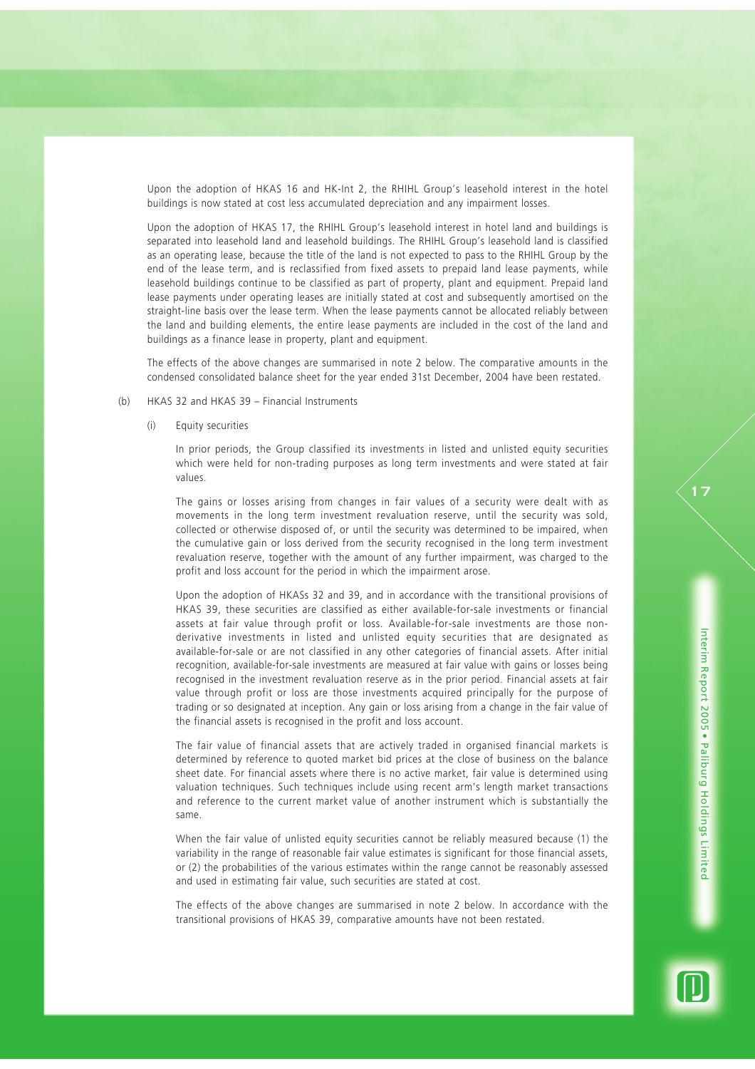Upon the adoption of HKAS 16 and HK-Int 2, the RHIHL Group's leasehold interest in the hotel buildings is now stated at cost less accumulated depreciation and any impairment losses.

Upon the adoption of HKAS 17, the RHIHL Group's leasehold interest in hotel land and buildings is separated into leasehold land and leasehold buildings. The RHIHL Group's leasehold land is classified as an operating lease, because the title of the land is not expected to pass to the RHIHL Group by the end of the lease term, and is reclassified from fixed assets to prepaid land lease payments, while leasehold buildings continue to be classified as part of property, plant and equipment. Prepaid land lease payments under operating leases are initially stated at cost and subsequently amortised on the straight-line basis over the lease term. When the lease payments cannot be allocated reliably between the land and building elements, the entire lease payments are included in the cost of the land and buildings as a finance lease in property, plant and equipment.

The effects of the above changes are summarised in note 2 below. The comparative amounts in the condensed consolidated balance sheet for the year ended 31st December, 2004 have been restated.

(b) HKAS 32 and HKAS 39 – Financial Instruments

(i) Equity securities

In prior periods, the Group classified its investments in listed and unlisted equity securities which were held for non-trading purposes as long term investments and were stated at fair values.

The gains or losses arising from changes in fair values of a security were dealt with as movements in the long term investment revaluation reserve, until the security was sold, collected or otherwise disposed of, or until the security was determined to be impaired, when the cumulative gain or loss derived from the security recognised in the long term investment revaluation reserve, together with the amount of any further impairment, was charged to the profit and loss account for the period in which the impairment arose.

Upon the adoption of HKASs 32 and 39, and in accordance with the transitional provisions of HKAS 39, these securities are classified as either available-for-sale investments or financial assets at fair value through profit or loss. Available-for-sale investments are those non-derivative investments in listed and unlisted equity securities that are designated as available-for-sale or are not classified in any other categories of financial assets. After initial recognition, available-for-sale investments are measured at fair value with gains or losses being recognised in the investment revaluation reserve as in the prior period. Financial assets at fair value through profit or loss are those investments acquired principally for the purpose of trading or so designated at inception. Any gain or loss arising from a change in the fair value of the financial assets is recognised in the profit and loss account.

The fair value of financial assets that are actively traded in organised financial markets is determined by reference to quoted market bid prices at the close of business on the balance sheet date. For financial assets where there is no active market, fair value is determined using valuation techniques. Such techniques include using recent arm's length market transactions and reference to the current market value of another instrument which is substantially the same.

When the fair value of unlisted equity securities cannot be reliably measured because (1) the variability in the range of reasonable fair value estimates is significant for those financial assets, or (2) the probabilities of the various estimates within the range cannot be reasonably assessed and used in estimating fair value, such securities are stated at cost.

The effects of the above changes are summarised in note 2 below. In accordance with the transitional provisions of HKAS 39, comparative amounts have not been restated.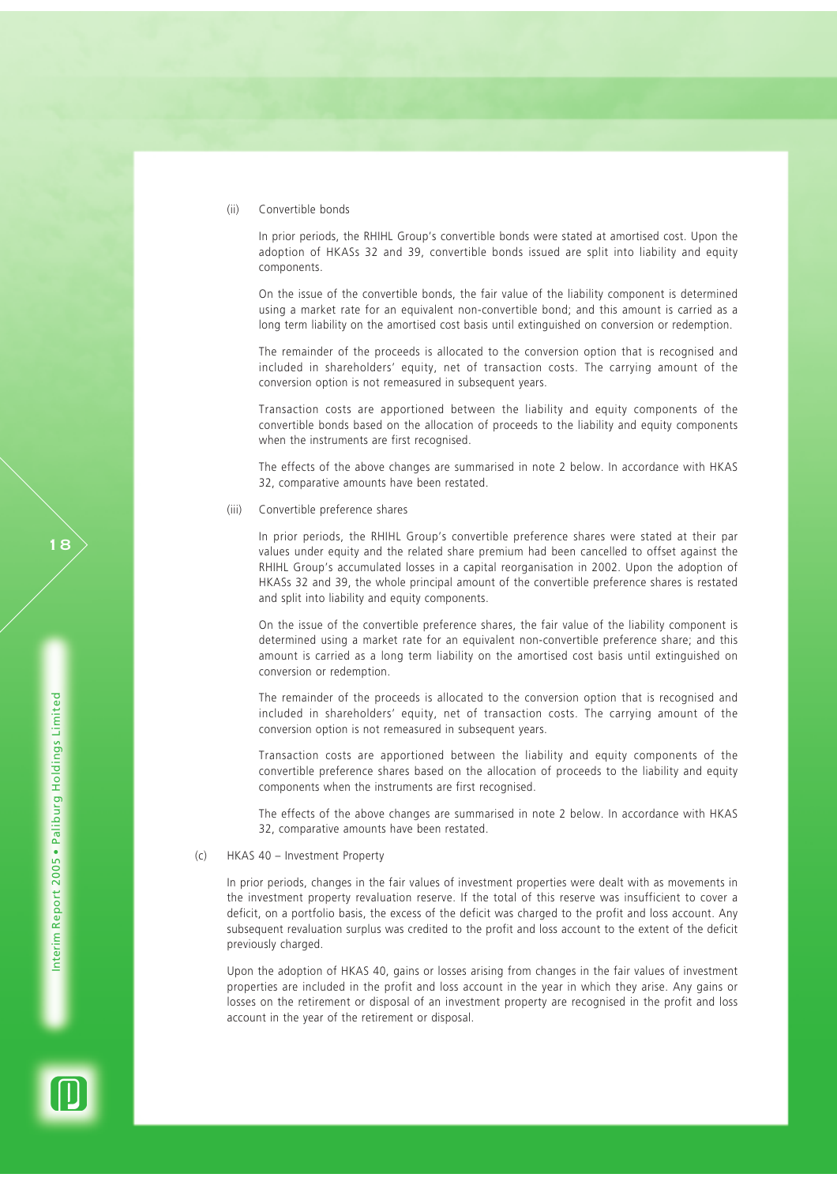(ii) Convertible bonds

In prior periods, the RHIHL Group's convertible bonds were stated at amortised cost. Upon the adoption of HKASs 32 and 39, convertible bonds issued are split into liability and equity components.

On the issue of the convertible bonds, the fair value of the liability component is determined using a market rate for an equivalent non-convertible bond; and this amount is carried as a long term liability on the amortised cost basis until extinguished on conversion or redemption.

The remainder of the proceeds is allocated to the conversion option that is recognised and included in shareholders' equity, net of transaction costs. The carrying amount of the conversion option is not remeasured in subsequent years.

Transaction costs are apportioned between the liability and equity components of the convertible bonds based on the allocation of proceeds to the liability and equity components when the instruments are first recognised.

The effects of the above changes are summarised in note 2 below. In accordance with HKAS 32, comparative amounts have been restated.

(iii) Convertible preference shares

In prior periods, the RHIHL Group's convertible preference shares were stated at their par values under equity and the related share premium had been cancelled to offset against the RHIHL Group's accumulated losses in a capital reorganisation in 2002. Upon the adoption of HKASs 32 and 39, the whole principal amount of the convertible preference shares is restated and split into liability and equity components.

On the issue of the convertible preference shares, the fair value of the liability component is determined using a market rate for an equivalent non-convertible preference share; and this amount is carried as a long term liability on the amortised cost basis until extinguished on conversion or redemption.

The remainder of the proceeds is allocated to the conversion option that is recognised and included in shareholders' equity, net of transaction costs. The carrying amount of the conversion option is not remeasured in subsequent years.

Transaction costs are apportioned between the liability and equity components of the convertible preference shares based on the allocation of proceeds to the liability and equity components when the instruments are first recognised.

The effects of the above changes are summarised in note 2 below. In accordance with HKAS 32, comparative amounts have been restated.

(c) HKAS 40 – Investment Property

In prior periods, changes in the fair values of investment properties were dealt with as movements in the investment property revaluation reserve. If the total of this reserve was insufficient to cover a deficit, on a portfolio basis, the excess of the deficit was charged to the profit and loss account. Any subsequent revaluation surplus was credited to the profit and loss account to the extent of the deficit previously charged.

Upon the adoption of HKAS 40, gains or losses arising from changes in the fair values of investment properties are included in the profit and loss account in the year in which they arise. Any gains or losses on the retirement or disposal of an investment property are recognised in the profit and loss account in the year of the retirement or disposal.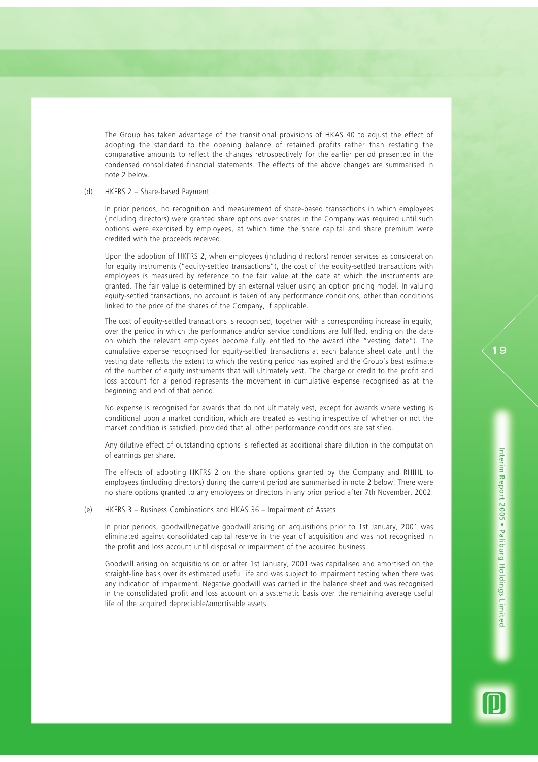The Group has taken advantage of the transitional provisions of HKAS 40 to adjust the effect of adopting the standard to the opening balance of retained profits rather than restating the comparative amounts to reflect the changes retrospectively for the earlier period presented in the condensed consolidated financial statements. The effects of the above changes are summarised in note 2 below.

(d) HKFRS 2 – Share-based Payment

In prior periods, no recognition and measurement of share-based transactions in which employees (including directors) were granted share options over shares in the Company was required until such options were exercised by employees, at which time the share capital and share premium were credited with the proceeds received.

Upon the adoption of HKFRS 2, when employees (including directors) render services as consideration for equity instruments ("equity-settled transactions"), the cost of the equity-settled transactions with employees is measured by reference to the fair value at the date at which the instruments are granted. The fair value is determined by an external valuer using an option pricing model. In valuing equity-settled transactions, no account is taken of any performance conditions, other than conditions linked to the price of the shares of the Company, if applicable.

The cost of equity-settled transactions is recognised, together with a corresponding increase in equity, over the period in which the performance and/or service conditions are fulfilled, ending on the date on which the relevant employees become fully entitled to the award (the "vesting date"). The cumulative expense recognised for equity-settled transactions at each balance sheet date until the vesting date reflects the extent to which the vesting period has expired and the Group's best estimate of the number of equity instruments that will ultimately vest. The charge or credit to the profit and loss account for a period represents the movement in cumulative expense recognised as at the beginning and end of that period.

No expense is recognised for awards that do not ultimately vest, except for awards where vesting is conditional upon a market condition, which are treated as vesting irrespective of whether or not the market condition is satisfied, provided that all other performance conditions are satisfied.

Any dilutive effect of outstanding options is reflected as additional share dilution in the computation of earnings per share.

The effects of adopting HKFRS 2 on the share options granted by the Company and RHIHL to employees (including directors) during the current period are summarised in note 2 below. There were no share options granted to any employees or directors in any prior period after 7th November, 2002.

(e) HKFRS 3 – Business Combinations and HKAS 36 – Impairment of Assets

In prior periods, goodwill/negative goodwill arising on acquisitions prior to 1st January, 2001 was eliminated against consolidated capital reserve in the year of acquisition and was not recognised in the profit and loss account until disposal or impairment of the acquired business.

Goodwill arising on acquisitions on or after 1st January, 2001 was capitalised and amortised on the straight-line basis over its estimated useful life and was subject to impairment testing when there was any indication of impairment. Negative goodwill was carried in the balance sheet and was recognised in the consolidated profit and loss account on a systematic basis over the remaining average useful life of the acquired depreciable/amortisable assets.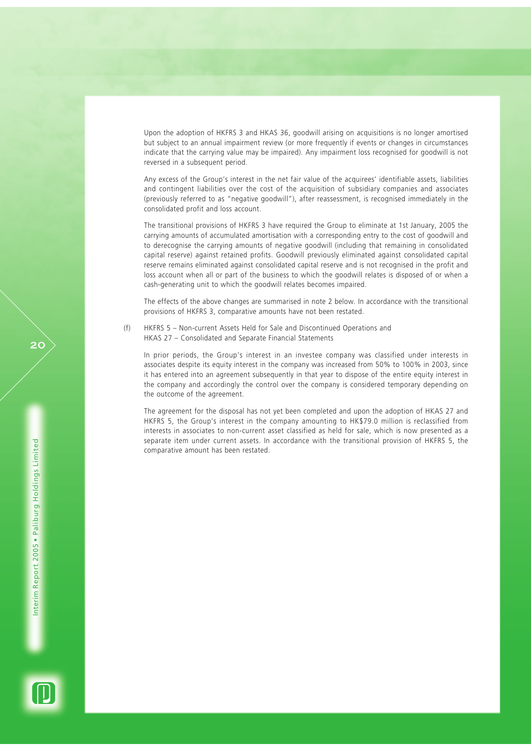Upon the adoption of HKFRS 3 and HKAS 36, goodwill arising on acquisitions is no longer amortised but subject to an annual impairment review (or more frequently if events or changes in circumstances indicate that the carrying value may be impaired). Any impairment loss recognised for goodwill is not reversed in a subsequent period.

Any excess of the Group's interest in the net fair value of the acquirees' identifiable assets, liabilities and contingent liabilities over the cost of the acquisition of subsidiary companies and associates (previously referred to as "negative goodwill"), after reassessment, is recognised immediately in the consolidated profit and loss account.

The transitional provisions of HKFRS 3 have required the Group to eliminate at 1st January, 2005 the carrying amounts of accumulated amortisation with a corresponding entry to the cost of goodwill and to derecognise the carrying amounts of negative goodwill (including that remaining in consolidated capital reserve) against retained profits. Goodwill previously eliminated against consolidated capital reserve remains eliminated against consolidated capital reserve and is not recognised in the profit and loss account when all or part of the business to which the goodwill relates is disposed of or when a cash-generating unit to which the goodwill relates becomes impaired.

The effects of the above changes are summarised in note 2 below. In accordance with the transitional provisions of HKFRS 3, comparative amounts have not been restated.

(f) HKFRS 5 – Non-current Assets Held for Sale and Discontinued Operations and HKAS 27 – Consolidated and Separate Financial Statements

In prior periods, the Group's interest in an investee company was classified under interests in associates despite its equity interest in the company was increased from 50% to 100% in 2003, since it has entered into an agreement subsequently in that year to dispose of the entire equity interest in the company and accordingly the control over the company is considered temporary depending on the outcome of the agreement.

The agreement for the disposal has not yet been completed and upon the adoption of HKAS 27 and HKFRS 5, the Group's interest in the company amounting to HK$79.0 million is reclassified from interests in associates to non-current asset classified as held for sale, which is now presented as a separate item under current assets. In accordance with the transitional provision of HKFRS 5, the comparative amount has been restated.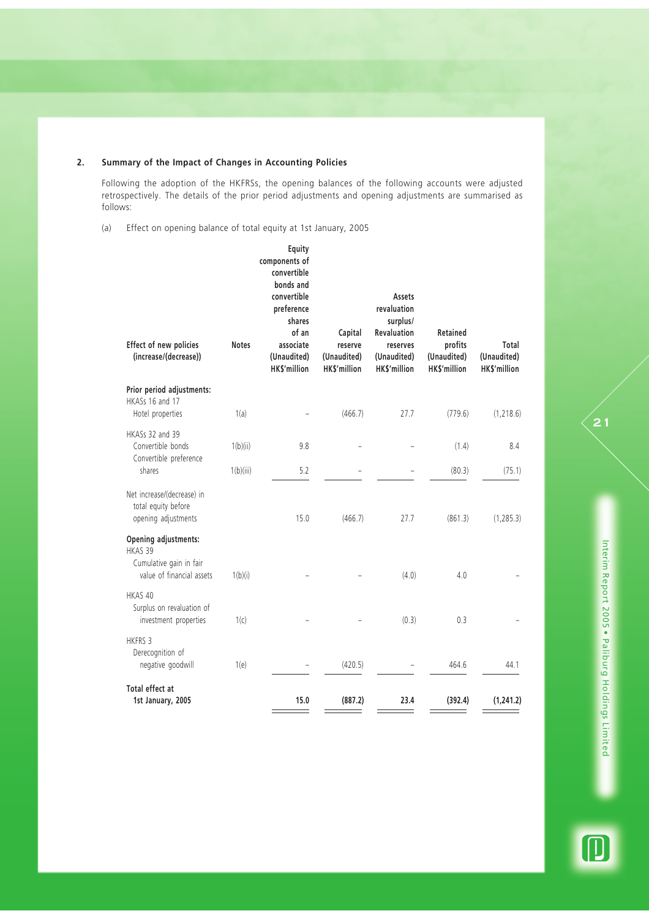## 2. Summary of the Impact of Changes in Accounting Policies

Following the adoption of the HKFRSs, the opening balances of the following accounts were adjusted retrospectively. The details of the prior period adjustments and opening adjustments are summarised as follows:

(a) Effect on opening balance of total equity at 1st January, 2005

| Effect of new policies (increase/(decrease)) | Notes | Equity components of convertible bonds and convertible preference shares of an associate (Unaudited) HK$'million | Capital reserve (Unaudited) HK$'million | Assets revaluation surplus/ Revaluation reserves (Unaudited) HK$'million | Retained profits (Unaudited) HK$'million | Total (Unaudited) HK$'million |
|---|---|---|---|---|---|---|
| **Prior period adjustments:** | | | | | | |
| HKASs 16 and 17 | | | | | | |
| Hotel properties | 1(a) | – | (466.7) | 27.7 | (779.6) | (1,218.6) |
| HKASs 32 and 39 | | | | | | |
| Convertible bonds | 1(b)(ii) | 9.8 | – | – | (1.4) | 8.4 |
| Convertible preference shares | 1(b)(iii) | 5.2 | – | – | (80.3) | (75.1) |
| Net increase/(decrease) in total equity before opening adjustments | | 15.0 | (466.7) | 27.7 | (861.3) | (1,285.3) |
| **Opening adjustments:** | | | | | | |
| HKAS 39 | | | | | | |
| Cumulative gain in fair value of financial assets | 1(b)(i) | – | – | (4.0) | 4.0 | – |
| HKAS 40 | | | | | | |
| Surplus on revaluation of investment properties | 1(c) | – | – | (0.3) | 0.3 | – |
| HKFRS 3 | | | | | | |
| Derecognition of negative goodwill | 1(e) | – | (420.5) | – | 464.6 | 44.1 |
| **Total effect at 1st January, 2005** | | **15.0** | **(887.2)** | **23.4** | **(392.4)** | **(1,241.2)** |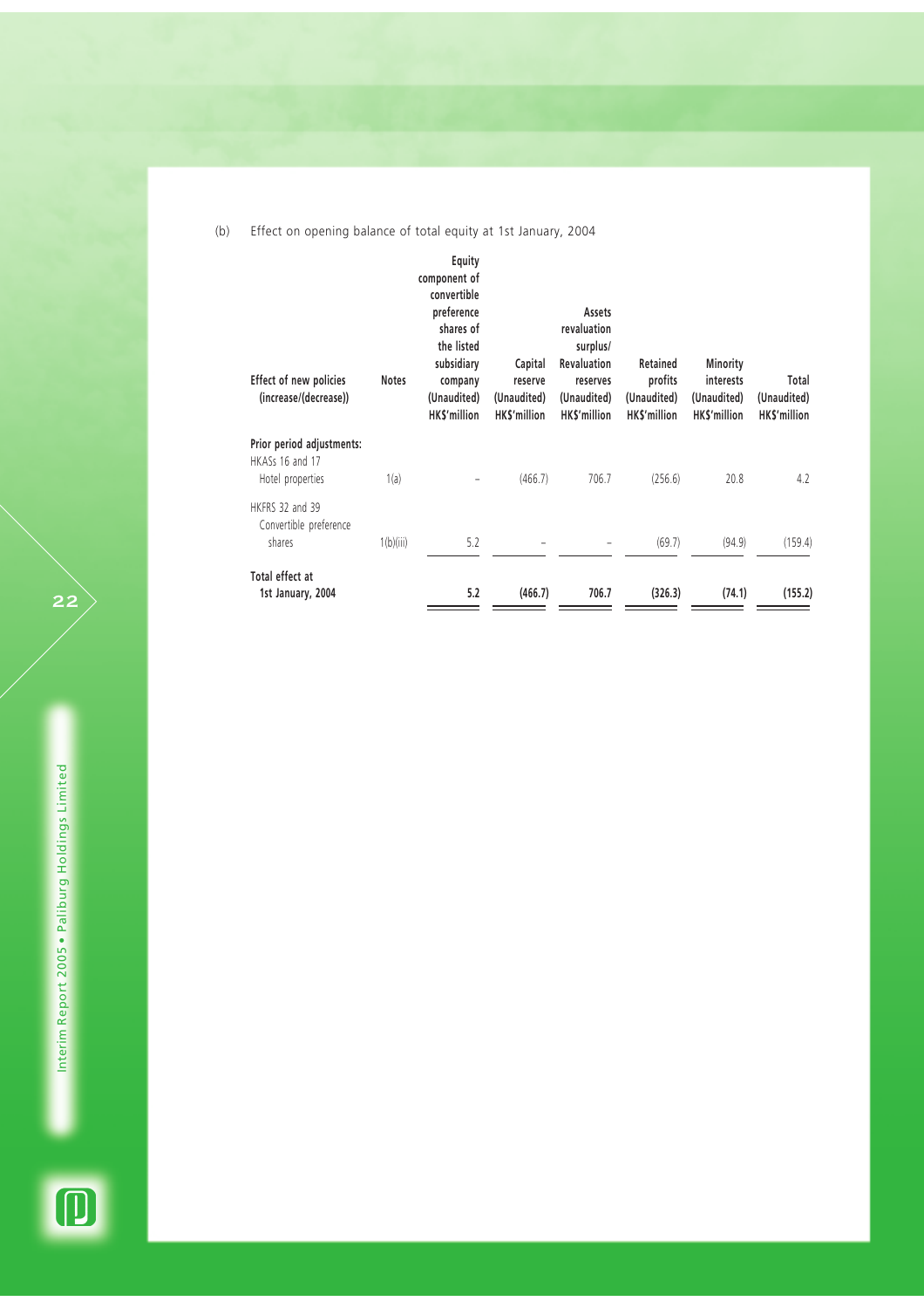(b) Effect on opening balance of total equity at 1st January, 2004

| Effect of new policies (increase/(decrease)) | Notes | Equity component of convertible preference shares of the listed subsidiary company (Unaudited) HK$'million | Capital reserve (Unaudited) HK$'million | Assets revaluation surplus/ Revaluation reserves (Unaudited) HK$'million | Retained profits (Unaudited) HK$'million | Minority interests (Unaudited) HK$'million | Total (Unaudited) HK$'million |
|---|---|---|---|---|---|---|---|
| **Prior period adjustments:** | | | | | | | |
| HKASs 16 and 17 | | | | | | | |
| Hotel properties | 1(a) | – | (466.7) | 706.7 | (256.6) | 20.8 | 4.2 |
| HKFRS 32 and 39 | | | | | | | |
| Convertible preference shares | 1(b)(iii) | 5.2 | – | – | (69.7) | (94.9) | (159.4) |
| **Total effect at 1st January, 2004** | | **5.2** | **(466.7)** | **706.7** | **(326.3)** | **(74.1)** | **(155.2)** |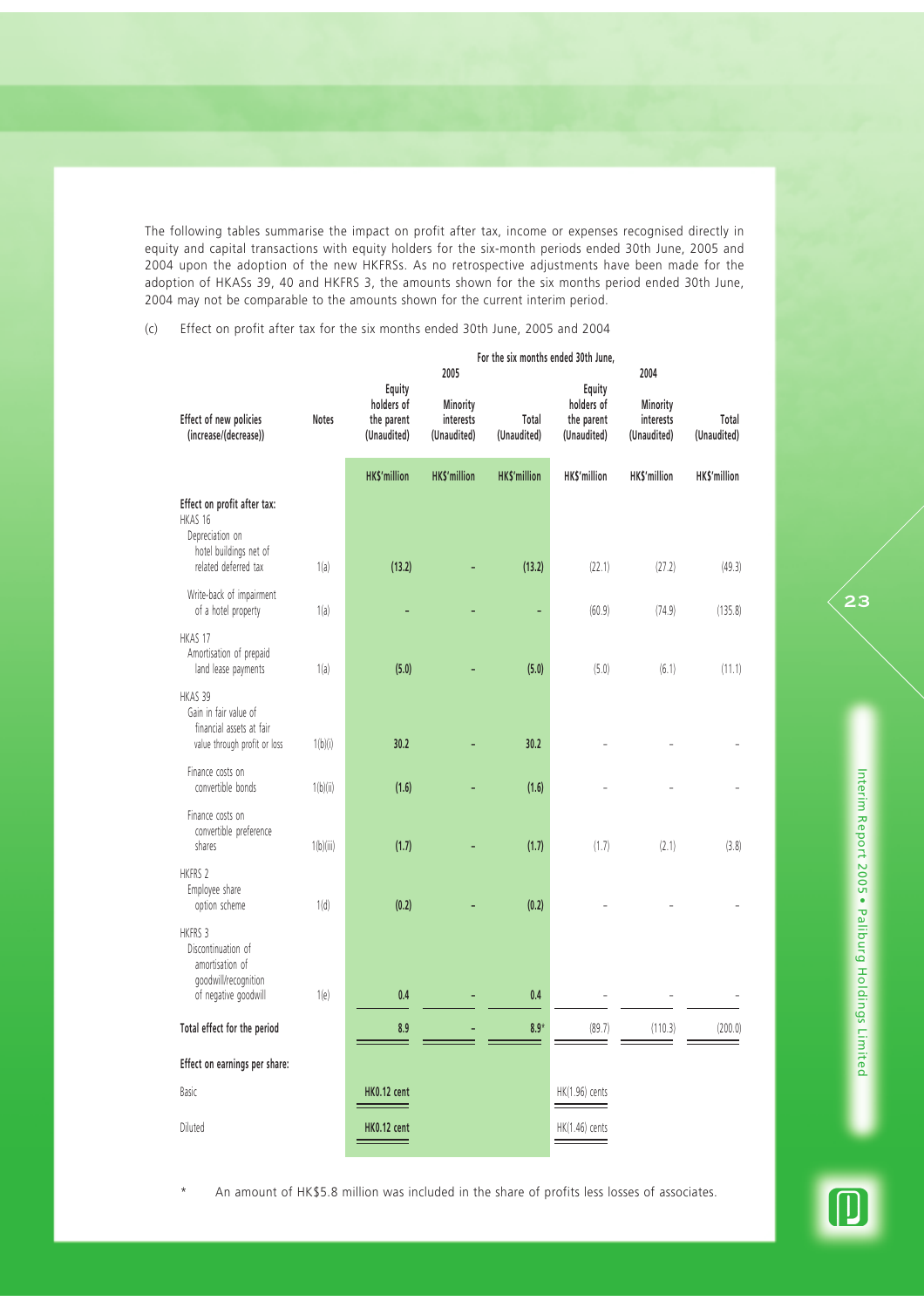The following tables summarise the impact on profit after tax, income or expenses recognised directly in equity and capital transactions with equity holders for the six-month periods ended 30th June, 2005 and 2004 upon the adoption of the new HKFRSs. As no retrospective adjustments have been made for the adoption of HKASs 39, 40 and HKFRS 3, the amounts shown for the six months period ended 30th June, 2004 may not be comparable to the amounts shown for the current interim period.

(c) Effect on profit after tax for the six months ended 30th June, 2005 and 2004

| | | For the six months ended 30th June, | | | | | |
|---|---|---|---|---|---|---|---|
| | | 2005 | | | 2004 | | |
| Effect of new policies (increase/(decrease)) | Notes | Equity holders of the parent (Unaudited) | Minority interests (Unaudited) | Total (Unaudited) | Equity holders of the parent (Unaudited) | Minority interests (Unaudited) | Total (Unaudited) |
| | | HK$'million | HK$'million | HK$'million | HK$'million | HK$'million | HK$'million |
| **Effect on profit after tax:** | | | | | | | |
| HKAS 16 | | | | | | | |
| Depreciation on hotel buildings net of related deferred tax | 1(a) | (13.2) | – | (13.2) | (22.1) | (27.2) | (49.3) |
| Write-back of impairment of a hotel property | 1(a) | – | – | – | (60.9) | (74.9) | (135.8) |
| HKAS 17 | | | | | | | |
| Amortisation of prepaid land lease payments | 1(a) | (5.0) | – | (5.0) | (5.0) | (6.1) | (11.1) |
| HKAS 39 | | | | | | | |
| Gain in fair value of financial assets at fair value through profit or loss | 1(b)(i) | 30.2 | – | 30.2 | – | – | – |
| Finance costs on convertible bonds | 1(b)(ii) | (1.6) | – | (1.6) | – | – | – |
| Finance costs on convertible preference shares | 1(b)(iii) | (1.7) | – | (1.7) | (1.7) | (2.1) | (3.8) |
| HKFRS 2 | | | | | | | |
| Employee share option scheme | 1(d) | (0.2) | – | (0.2) | – | – | – |
| HKFRS 3 | | | | | | | |
| Discontinuation of amortisation of goodwill/recognition of negative goodwill | 1(e) | 0.4 | – | 0.4 | – | – | – |
| **Total effect for the period** | | 8.9 | – | 8.9* | (89.7) | (110.3) | (200.0) |
| **Effect on earnings per share:** | | | | | | | |
| Basic | | HK0.12 cent | | | HK(1.96) cents | | |
| Diluted | | HK0.12 cent | | | HK(1.46) cents | | |

\* An amount of HK$5.8 million was included in the share of profits less losses of associates.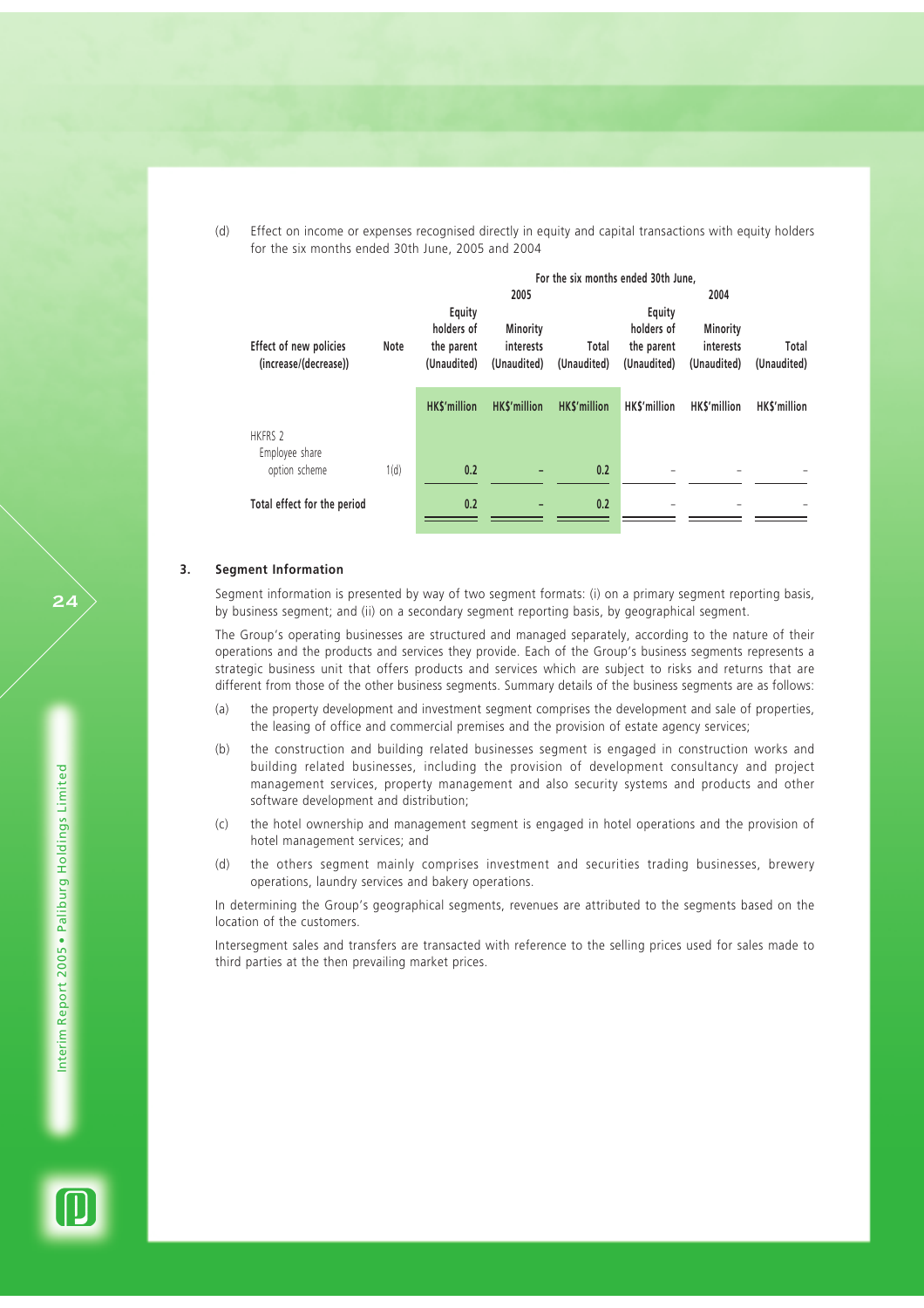(d) Effect on income or expenses recognised directly in equity and capital transactions with equity holders for the six months ended 30th June, 2005 and 2004

| Effect of new policies (increase/(decrease)) | Note | For the six months ended 30th June, 2005 Equity holders of the parent (Unaudited) | 2005 Minority interests (Unaudited) | 2005 Total (Unaudited) | 2004 Equity holders of the parent (Unaudited) | 2004 Minority interests (Unaudited) | 2004 Total (Unaudited) |
|---|---|---|---|---|---|---|---|
| | | HK$'million | HK$'million | HK$'million | HK$'million | HK$'million | HK$'million |
| HKFRS 2 | | | | | | | |
| Employee share option scheme | 1(d) | 0.2 | – | 0.2 | – | – | – |
| Total effect for the period | | 0.2 | – | 0.2 | – | – | – |

## 3. Segment Information

Segment information is presented by way of two segment formats: (i) on a primary segment reporting basis, by business segment; and (ii) on a secondary segment reporting basis, by geographical segment.

The Group's operating businesses are structured and managed separately, according to the nature of their operations and the products and services they provide. Each of the Group's business segments represents a strategic business unit that offers products and services which are subject to risks and returns that are different from those of the other business segments. Summary details of the business segments are as follows:

(a) the property development and investment segment comprises the development and sale of properties, the leasing of office and commercial premises and the provision of estate agency services;

(b) the construction and building related businesses segment is engaged in construction works and building related businesses, including the provision of development consultancy and project management services, property management and also security systems and products and other software development and distribution;

(c) the hotel ownership and management segment is engaged in hotel operations and the provision of hotel management services; and

(d) the others segment mainly comprises investment and securities trading businesses, brewery operations, laundry services and bakery operations.

In determining the Group's geographical segments, revenues are attributed to the segments based on the location of the customers.

Intersegment sales and transfers are transacted with reference to the selling prices used for sales made to third parties at the then prevailing market prices.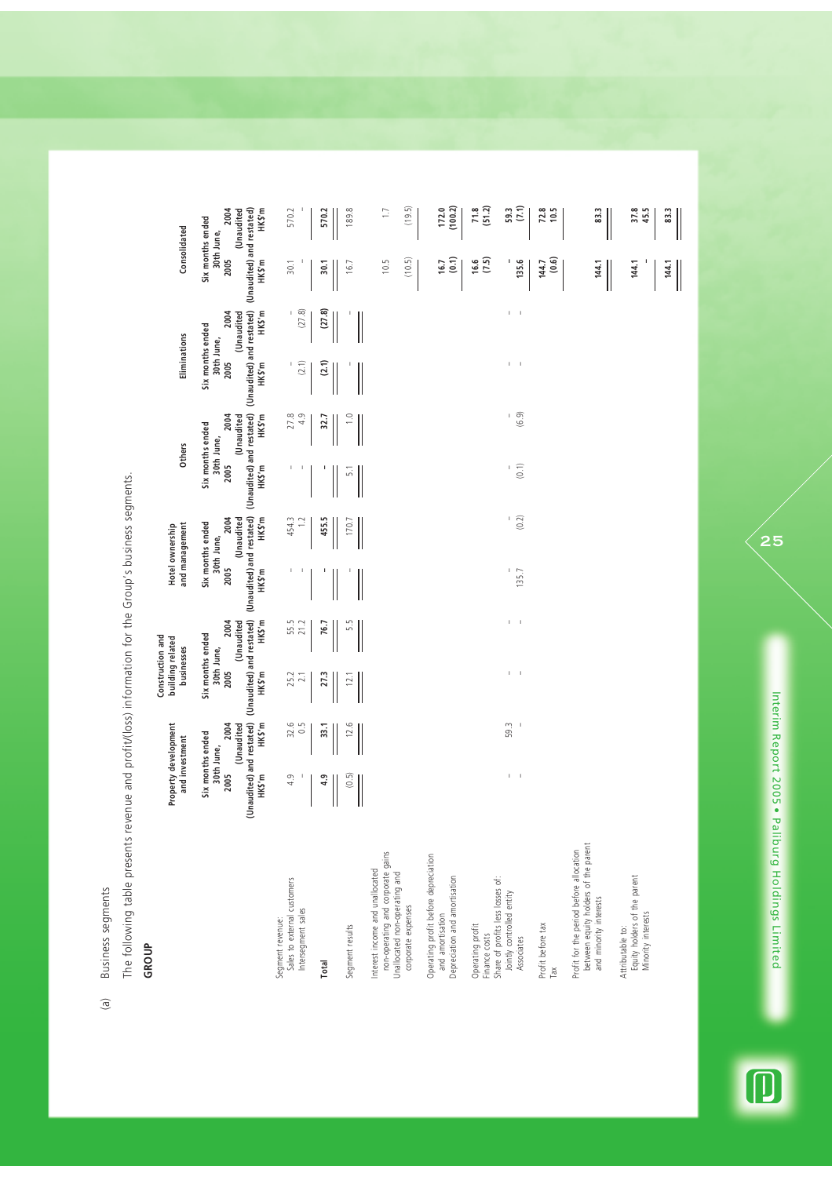(a) Business segments

The following table presents revenue and profit/(loss) information for the Group's business segments.

**GROUP**

| | Property development and investment | | Construction and building related businesses | | Hotel ownership and management | | Others | | Eliminations | | Consolidated | |
|---|---|---|---|---|---|---|---|---|---|---|---|---|
| | Six months ended 30th June, | | Six months ended 30th June, | | Six months ended 30th June, | | Six months ended 30th June, | | Six months ended 30th June, | | Six months ended 30th June, | |
| | 2005 (Unaudited) | 2004 (Unaudited and restated) | 2005 (Unaudited) | 2004 (Unaudited and restated) | 2005 (Unaudited) | 2004 (Unaudited and restated) | 2005 (Unaudited) | 2004 (Unaudited and restated) | 2005 (Unaudited) | 2004 (Unaudited and restated) | 2005 (Unaudited) | 2004 (Unaudited and restated) |
| | HK$'m | HK$'m | HK$'m | HK$'m | HK$'m | HK$'m | HK$'m | HK$'m | HK$'m | HK$'m | HK$'m | HK$'m |
| Segment revenue: | | | | | | | | | | | | |
| Sales to external customers | 4.9 | 32.6 | 25.2 | 55.5 | - | 454.3 | - | 27.8 | - | - | 30.1 | 570.2 |
| Intersegment sales | - | 0.5 | 2.1 | 21.2 | - | 1.2 | - | 4.9 | (2.1) | (27.8) | - | - |
| **Total** | **4.9** | **33.1** | **27.3** | **76.7** | **-** | **455.5** | **-** | **32.7** | **(2.1)** | **(27.8)** | **30.1** | **570.2** |
| Segment results | (0.5) | 12.6 | 12.1 | 5.5 | - | 170.7 | 5.1 | 1.0 | - | - | 16.7 | 189.8 |
| Interest income and unallocated non-operating and corporate gains | | | | | | | | | | | 10.5 | 1.7 |
| Unallocated non-operating and corporate expenses | | | | | | | | | | | (10.5) | (19.5) |
| Operating profit before depreciation and amortisation | | | | | | | | | | | **16.7** | **172.0** |
| Depreciation and amortisation | | | | | | | | | | | **(0.1)** | **(100.2)** |
| Operating profit | | | | | | | | | | | **16.6** | **71.8** |
| Finance costs | | | | | | | | | | | **(7.5)** | **(51.2)** |
| Share of profits less losses of: | | | | | | | | | | | | |
| Jointly controlled entity | - | 59.3 | - | - | - | - | - | - | - | - | **-** | **59.3** |
| Associates | - | - | - | - | 135.7 | (0.2) | (0.1) | (6.9) | - | - | **135.6** | **(7.1)** |
| Profit before tax | | | | | | | | | | | **144.7** | **72.8** |
| Tax | | | | | | | | | | | **(0.6)** | **10.5** |
| Profit for the period before allocation between equity holders of the parent and minority interests | | | | | | | | | | | **144.1** | **83.3** |
| Attributable to: | | | | | | | | | | | | |
| Equity holders of the parent | | | | | | | | | | | **144.1** | **37.8** |
| Minority interests | | | | | | | | | | | **-** | **45.5** |
| | | | | | | | | | | | **144.1** | **83.3** |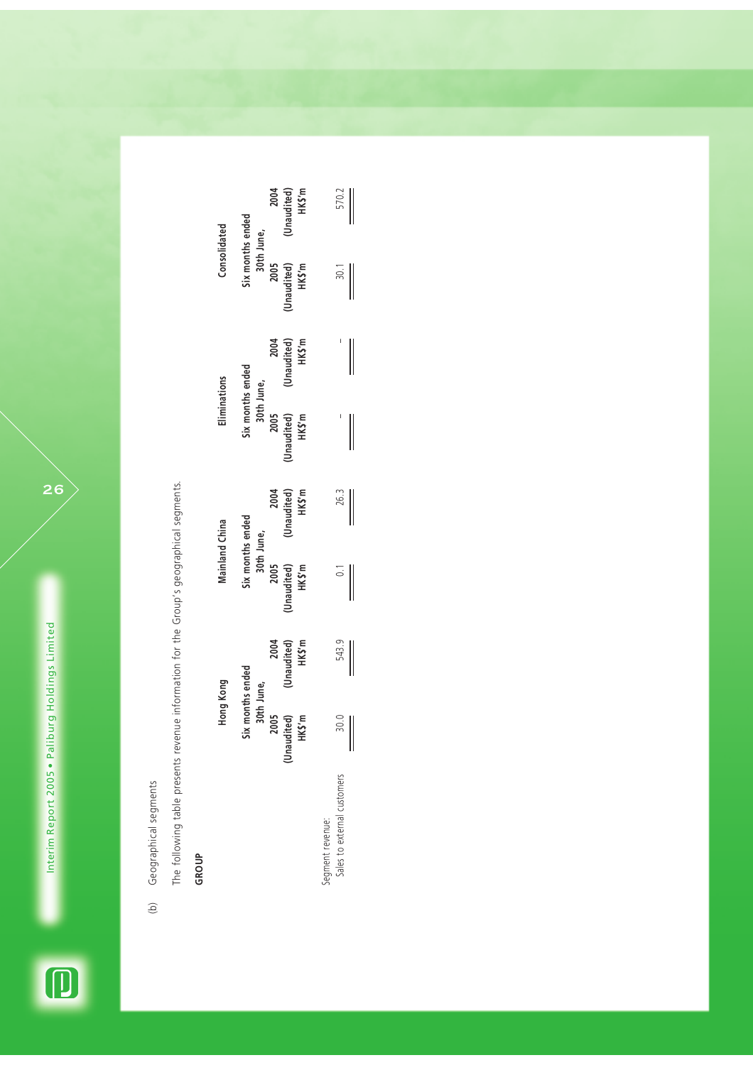(b) Geographical segments

The following table presents revenue information for the Group's geographical segments.

**GROUP**

| | Hong Kong | | Mainland China | | Eliminations | | Consolidated | |
|---|---|---|---|---|---|---|---|---|
| | Six months ended 30th June, | | Six months ended 30th June, | | Six months ended 30th June, | | Six months ended 30th June, | |
| | 2005 (Unaudited) HK$'m | 2004 (Unaudited) HK$'m | 2005 (Unaudited) HK$'m | 2004 (Unaudited) HK$'m | 2005 (Unaudited) HK$'m | 2004 (Unaudited) HK$'m | 2005 (Unaudited) HK$'m | 2004 (Unaudited) HK$'m |
| Segment revenue: | | | | | | | | |
| Sales to external customers | 30.0 | 543.9 | 0.1 | 26.3 | – | – | 30.1 | 570.2 |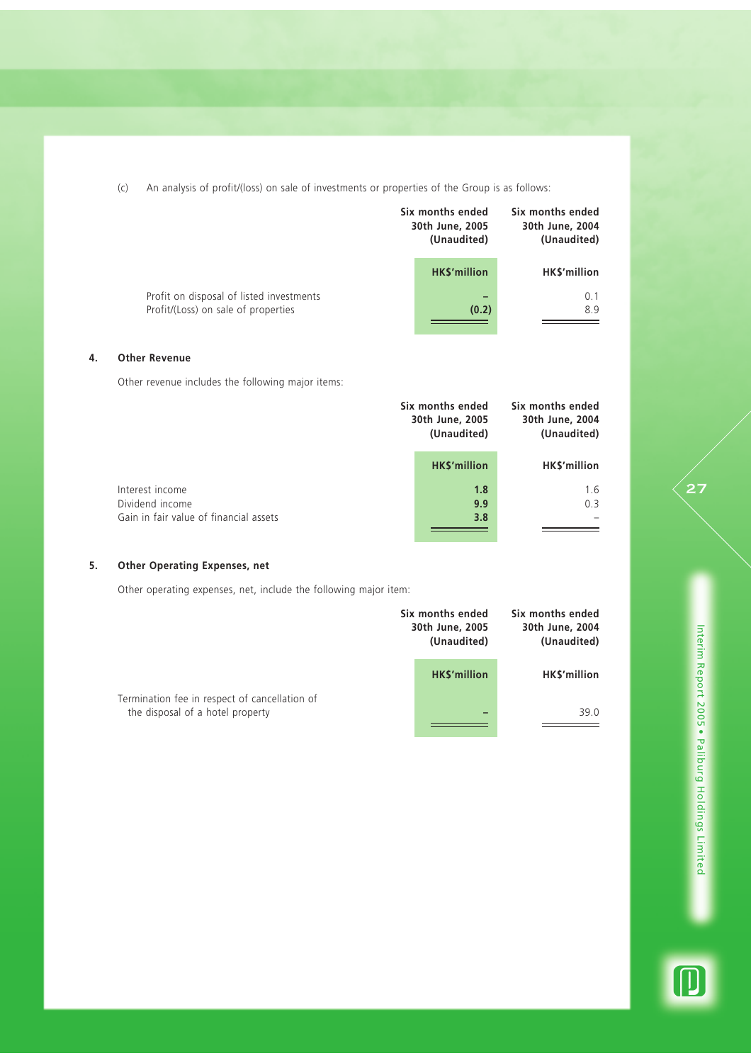(c) An analysis of profit/(loss) on sale of investments or properties of the Group is as follows:

| | Six months ended 30th June, 2005 (Unaudited) | Six months ended 30th June, 2004 (Unaudited) |
|---|---|---|
| | **HK$'million** | **HK$'million** |
| Profit on disposal of listed investments | **–** | 0.1 |
| Profit/(Loss) on sale of properties | **(0.2)** | 8.9 |

## 4. Other Revenue

Other revenue includes the following major items:

| | Six months ended 30th June, 2005 (Unaudited) | Six months ended 30th June, 2004 (Unaudited) |
|---|---|---|
| | **HK$'million** | **HK$'million** |
| Interest income | **1.8** | 1.6 |
| Dividend income | **9.9** | 0.3 |
| Gain in fair value of financial assets | **3.8** | – |

## 5. Other Operating Expenses, net

Other operating expenses, net, include the following major item:

| | Six months ended 30th June, 2005 (Unaudited) | Six months ended 30th June, 2004 (Unaudited) |
|---|---|---|
| | **HK$'million** | **HK$'million** |
| Termination fee in respect of cancellation of the disposal of a hotel property | **–** | 39.0 |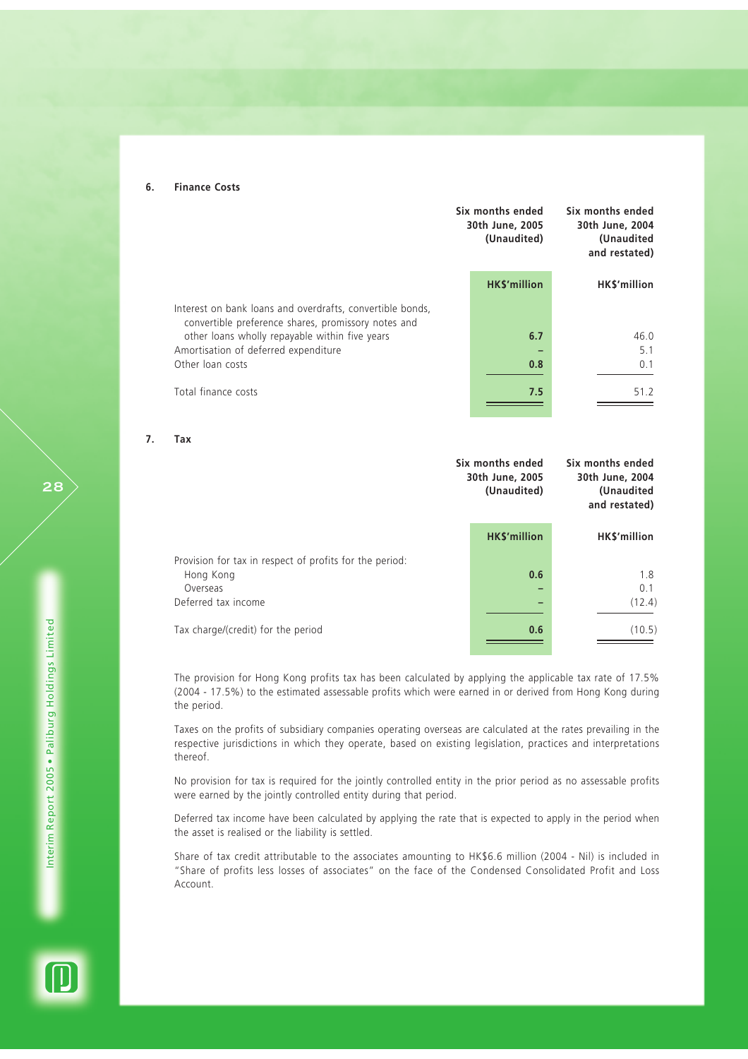## 6. Finance Costs

| | Six months ended 30th June, 2005 (Unaudited) | Six months ended 30th June, 2004 (Unaudited and restated) |
|---|---|---|
| | **HK$'million** | **HK$'million** |
| Interest on bank loans and overdrafts, convertible bonds, convertible preference shares, promissory notes and other loans wholly repayable within five years | **6.7** | 46.0 |
| Amortisation of deferred expenditure | **–** | 5.1 |
| Other loan costs | **0.8** | 0.1 |
| Total finance costs | **7.5** | 51.2 |

## 7. Tax

| | Six months ended 30th June, 2005 (Unaudited) | Six months ended 30th June, 2004 (Unaudited and restated) |
|---|---|---|
| | **HK$'million** | **HK$'million** |
| Provision for tax in respect of profits for the period: | | |
| Hong Kong | **0.6** | 1.8 |
| Overseas | **–** | 0.1 |
| Deferred tax income | **–** | (12.4) |
| Tax charge/(credit) for the period | **0.6** | (10.5) |

The provision for Hong Kong profits tax has been calculated by applying the applicable tax rate of 17.5% (2004 - 17.5%) to the estimated assessable profits which were earned in or derived from Hong Kong during the period.

Taxes on the profits of subsidiary companies operating overseas are calculated at the rates prevailing in the respective jurisdictions in which they operate, based on existing legislation, practices and interpretations thereof.

No provision for tax is required for the jointly controlled entity in the prior period as no assessable profits were earned by the jointly controlled entity during that period.

Deferred tax income have been calculated by applying the rate that is expected to apply in the period when the asset is realised or the liability is settled.

Share of tax credit attributable to the associates amounting to HK$6.6 million (2004 - Nil) is included in "Share of profits less losses of associates" on the face of the Condensed Consolidated Profit and Loss Account.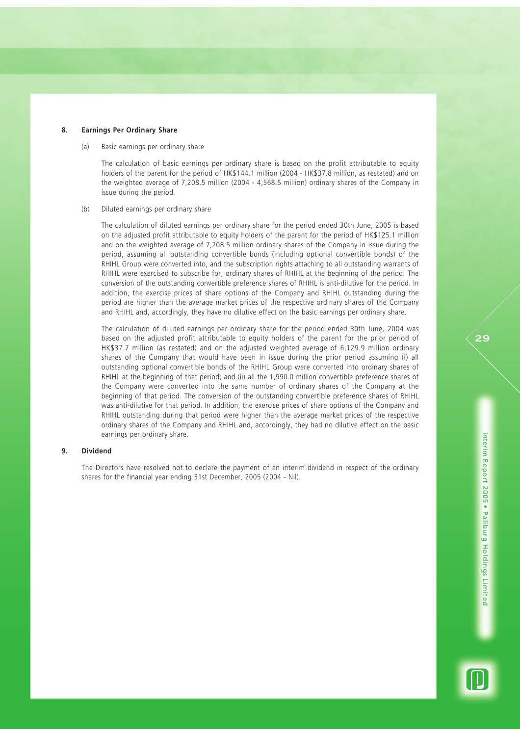## 8. Earnings Per Ordinary Share

(a) Basic earnings per ordinary share

The calculation of basic earnings per ordinary share is based on the profit attributable to equity holders of the parent for the period of HK$144.1 million (2004 - HK$37.8 million, as restated) and on the weighted average of 7,208.5 million (2004 - 4,568.5 million) ordinary shares of the Company in issue during the period.

(b) Diluted earnings per ordinary share

The calculation of diluted earnings per ordinary share for the period ended 30th June, 2005 is based on the adjusted profit attributable to equity holders of the parent for the period of HK$125.1 million and on the weighted average of 7,208.5 million ordinary shares of the Company in issue during the period, assuming all outstanding convertible bonds (including optional convertible bonds) of the RHIHL Group were converted into, and the subscription rights attaching to all outstanding warrants of RHIHL were exercised to subscribe for, ordinary shares of RHIHL at the beginning of the period. The conversion of the outstanding convertible preference shares of RHIHL is anti-dilutive for the period. In addition, the exercise prices of share options of the Company and RHIHL outstanding during the period are higher than the average market prices of the respective ordinary shares of the Company and RHIHL and, accordingly, they have no dilutive effect on the basic earnings per ordinary share.

The calculation of diluted earnings per ordinary share for the period ended 30th June, 2004 was based on the adjusted profit attributable to equity holders of the parent for the prior period of HK$37.7 million (as restated) and on the adjusted weighted average of 6,129.9 million ordinary shares of the Company that would have been in issue during the prior period assuming (i) all outstanding optional convertible bonds of the RHIHL Group were converted into ordinary shares of RHIHL at the beginning of that period; and (ii) all the 1,990.0 million convertible preference shares of the Company were converted into the same number of ordinary shares of the Company at the beginning of that period. The conversion of the outstanding convertible preference shares of RHIHL was anti-dilutive for that period. In addition, the exercise prices of share options of the Company and RHIHL outstanding during that period were higher than the average market prices of the respective ordinary shares of the Company and RHIHL and, accordingly, they had no dilutive effect on the basic earnings per ordinary share.

## 9. Dividend

The Directors have resolved not to declare the payment of an interim dividend in respect of the ordinary shares for the financial year ending 31st December, 2005 (2004 - Nil).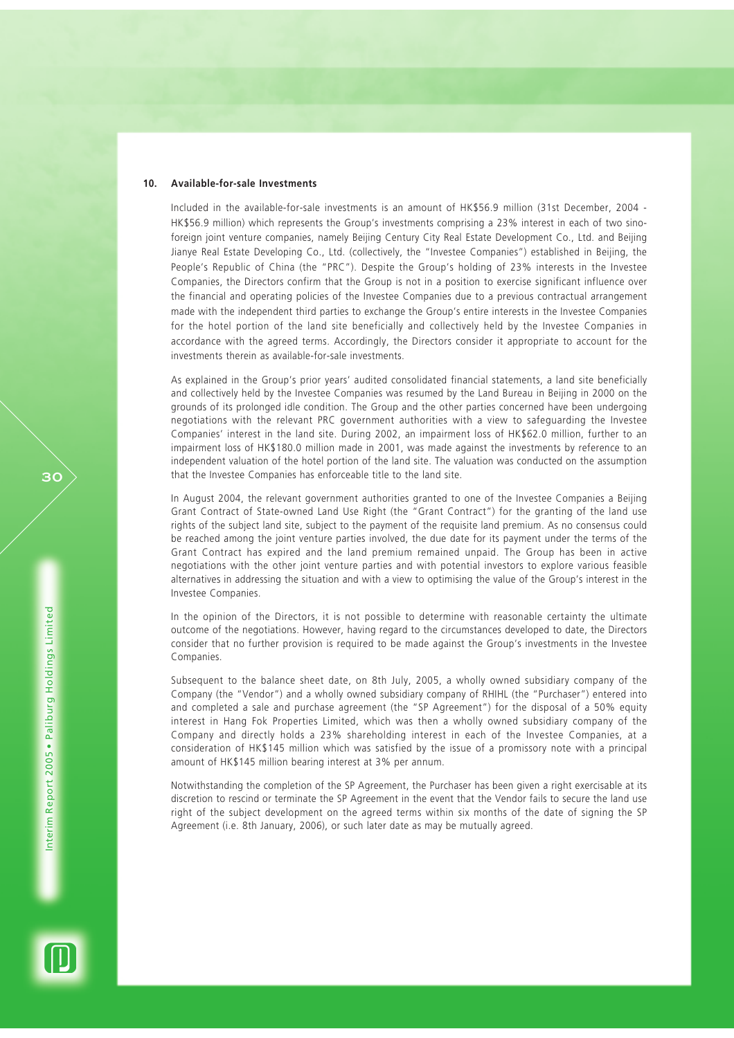## 10. Available-for-sale Investments

Included in the available-for-sale investments is an amount of HK$56.9 million (31st December, 2004 - HK$56.9 million) which represents the Group's investments comprising a 23% interest in each of two sino-foreign joint venture companies, namely Beijing Century City Real Estate Development Co., Ltd. and Beijing Jianye Real Estate Developing Co., Ltd. (collectively, the "Investee Companies") established in Beijing, the People's Republic of China (the "PRC"). Despite the Group's holding of 23% interests in the Investee Companies, the Directors confirm that the Group is not in a position to exercise significant influence over the financial and operating policies of the Investee Companies due to a previous contractual arrangement made with the independent third parties to exchange the Group's entire interests in the Investee Companies for the hotel portion of the land site beneficially and collectively held by the Investee Companies in accordance with the agreed terms. Accordingly, the Directors consider it appropriate to account for the investments therein as available-for-sale investments.

As explained in the Group's prior years' audited consolidated financial statements, a land site beneficially and collectively held by the Investee Companies was resumed by the Land Bureau in Beijing in 2000 on the grounds of its prolonged idle condition. The Group and the other parties concerned have been undergoing negotiations with the relevant PRC government authorities with a view to safeguarding the Investee Companies' interest in the land site. During 2002, an impairment loss of HK$62.0 million, further to an impairment loss of HK$180.0 million made in 2001, was made against the investments by reference to an independent valuation of the hotel portion of the land site. The valuation was conducted on the assumption that the Investee Companies has enforceable title to the land site.

In August 2004, the relevant government authorities granted to one of the Investee Companies a Beijing Grant Contract of State-owned Land Use Right (the "Grant Contract") for the granting of the land use rights of the subject land site, subject to the payment of the requisite land premium. As no consensus could be reached among the joint venture parties involved, the due date for its payment under the terms of the Grant Contract has expired and the land premium remained unpaid. The Group has been in active negotiations with the other joint venture parties and with potential investors to explore various feasible alternatives in addressing the situation and with a view to optimising the value of the Group's interest in the Investee Companies.

In the opinion of the Directors, it is not possible to determine with reasonable certainty the ultimate outcome of the negotiations. However, having regard to the circumstances developed to date, the Directors consider that no further provision is required to be made against the Group's investments in the Investee Companies.

Subsequent to the balance sheet date, on 8th July, 2005, a wholly owned subsidiary company of the Company (the "Vendor") and a wholly owned subsidiary company of RHIHL (the "Purchaser") entered into and completed a sale and purchase agreement (the "SP Agreement") for the disposal of a 50% equity interest in Hang Fok Properties Limited, which was then a wholly owned subsidiary company of the Company and directly holds a 23% shareholding interest in each of the Investee Companies, at a consideration of HK$145 million which was satisfied by the issue of a promissory note with a principal amount of HK$145 million bearing interest at 3% per annum.

Notwithstanding the completion of the SP Agreement, the Purchaser has been given a right exercisable at its discretion to rescind or terminate the SP Agreement in the event that the Vendor fails to secure the land use right of the subject development on the agreed terms within six months of the date of signing the SP Agreement (i.e. 8th January, 2006), or such later date as may be mutually agreed.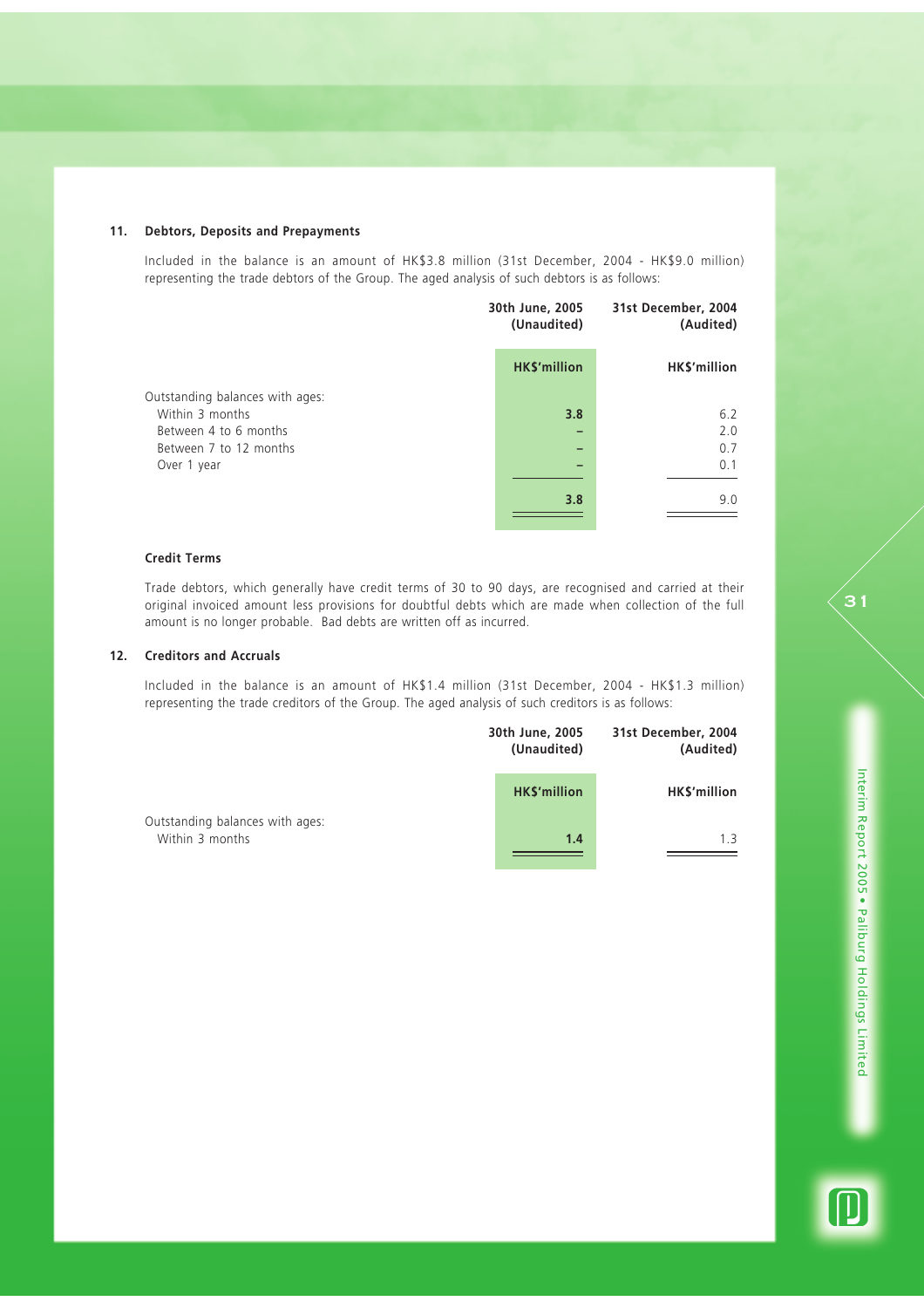### 11. Debtors, Deposits and Prepayments

Included in the balance is an amount of HK$3.8 million (31st December, 2004 - HK$9.0 million) representing the trade debtors of the Group. The aged analysis of such debtors is as follows:

| | 30th June, 2005 (Unaudited) | 31st December, 2004 (Audited) |
|---|---|---|
| | **HK$'million** | **HK$'million** |
| Outstanding balances with ages: | | |
| Within 3 months | **3.8** | 6.2 |
| Between 4 to 6 months | **–** | 2.0 |
| Between 7 to 12 months | **–** | 0.7 |
| Over 1 year | **–** | 0.1 |
| | **3.8** | 9.0 |

**Credit Terms**

Trade debtors, which generally have credit terms of 30 to 90 days, are recognised and carried at their original invoiced amount less provisions for doubtful debts which are made when collection of the full amount is no longer probable. Bad debts are written off as incurred.

### 12. Creditors and Accruals

Included in the balance is an amount of HK$1.4 million (31st December, 2004 - HK$1.3 million) representing the trade creditors of the Group. The aged analysis of such creditors is as follows:

| | 30th June, 2005 (Unaudited) | 31st December, 2004 (Audited) |
|---|---|---|
| | **HK$'million** | **HK$'million** |
| Outstanding balances with ages: | | |
| Within 3 months | **1.4** | 1.3 |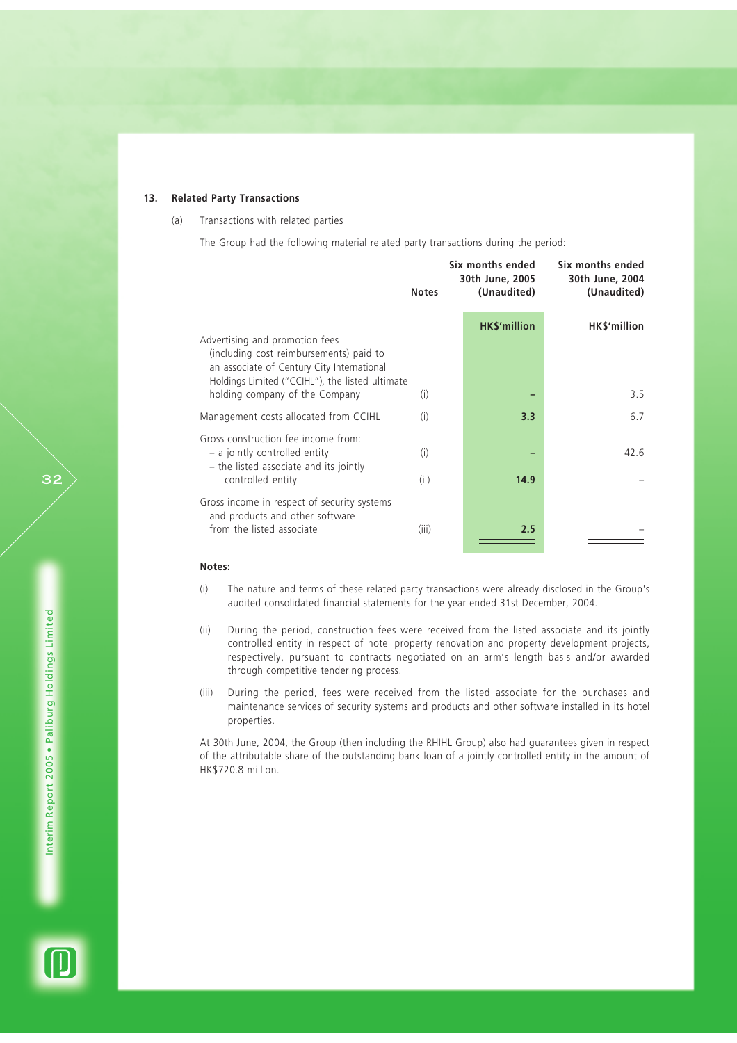### 13. Related Party Transactions

(a) Transactions with related parties

The Group had the following material related party transactions during the period:

| | Notes | Six months ended 30th June, 2005 (Unaudited) | Six months ended 30th June, 2004 (Unaudited) |
|---|---|---|---|
| | | HK$'million | HK$'million |
| Advertising and promotion fees (including cost reimbursements) paid to an associate of Century City International Holdings Limited ("CCIHL"), the listed ultimate holding company of the Company | (i) | – | 3.5 |
| Management costs allocated from CCIHL | (i) | 3.3 | 6.7 |
| Gross construction fee income from: | | | |
| – a jointly controlled entity | (i) | – | 42.6 |
| – the listed associate and its jointly controlled entity | (ii) | 14.9 | – |
| Gross income in respect of security systems and products and other software from the listed associate | (iii) | 2.5 | – |

**Notes:**

(i) The nature and terms of these related party transactions were already disclosed in the Group's audited consolidated financial statements for the year ended 31st December, 2004.

(ii) During the period, construction fees were received from the listed associate and its jointly controlled entity in respect of hotel property renovation and property development projects, respectively, pursuant to contracts negotiated on an arm's length basis and/or awarded through competitive tendering process.

(iii) During the period, fees were received from the listed associate for the purchases and maintenance services of security systems and products and other software installed in its hotel properties.

At 30th June, 2004, the Group (then including the RHIHL Group) also had guarantees given in respect of the attributable share of the outstanding bank loan of a jointly controlled entity in the amount of HK$720.8 million.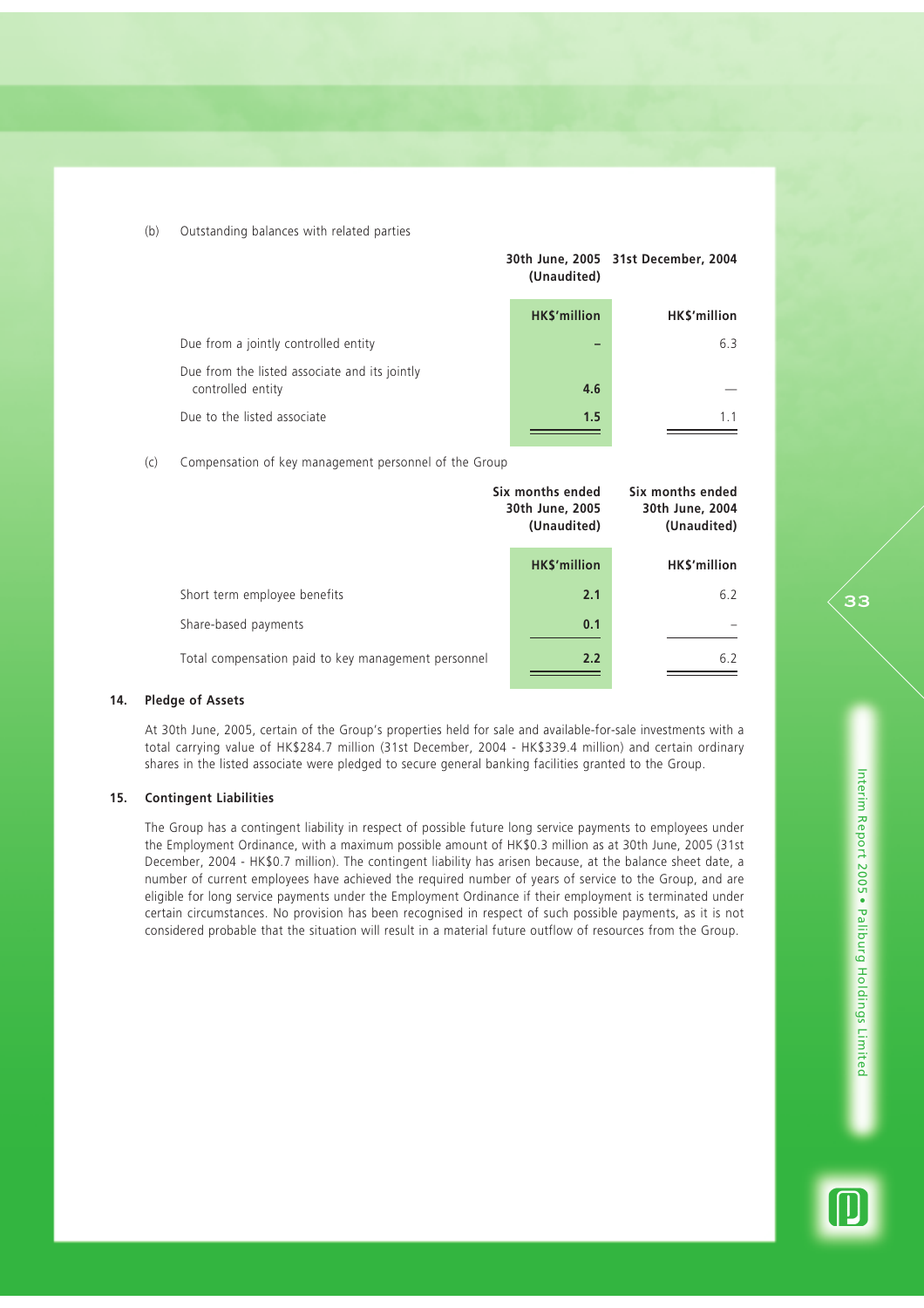(b) Outstanding balances with related parties

| | 30th June, 2005 (Unaudited) | 31st December, 2004 |
|---|---|---|
| | HK$'million | HK$'million |
| Due from a jointly controlled entity | – | 6.3 |
| Due from the listed associate and its jointly controlled entity | 4.6 | — |
| Due to the listed associate | 1.5 | 1.1 |

(c) Compensation of key management personnel of the Group

| | Six months ended 30th June, 2005 (Unaudited) | Six months ended 30th June, 2004 (Unaudited) |
|---|---|---|
| | HK$'million | HK$'million |
| Short term employee benefits | 2.1 | 6.2 |
| Share-based payments | 0.1 | – |
| Total compensation paid to key management personnel | 2.2 | 6.2 |

## 14. Pledge of Assets

At 30th June, 2005, certain of the Group's properties held for sale and available-for-sale investments with a total carrying value of HK$284.7 million (31st December, 2004 - HK$339.4 million) and certain ordinary shares in the listed associate were pledged to secure general banking facilities granted to the Group.

## 15. Contingent Liabilities

The Group has a contingent liability in respect of possible future long service payments to employees under the Employment Ordinance, with a maximum possible amount of HK$0.3 million as at 30th June, 2005 (31st December, 2004 - HK$0.7 million). The contingent liability has arisen because, at the balance sheet date, a number of current employees have achieved the required number of years of service to the Group, and are eligible for long service payments under the Employment Ordinance if their employment is terminated under certain circumstances. No provision has been recognised in respect of such possible payments, as it is not considered probable that the situation will result in a material future outflow of resources from the Group.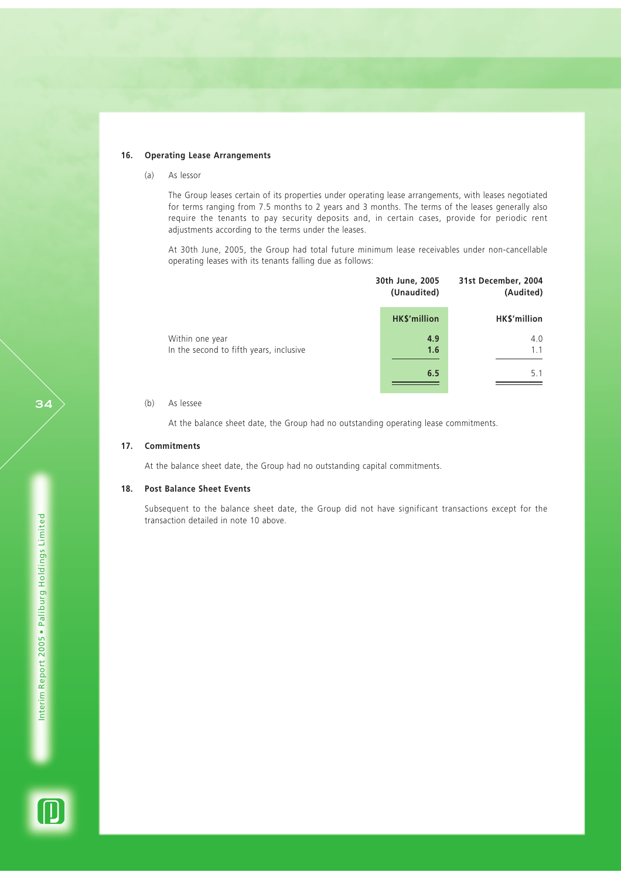### 16. Operating Lease Arrangements

(a) As lessor

The Group leases certain of its properties under operating lease arrangements, with leases negotiated for terms ranging from 7.5 months to 2 years and 3 months. The terms of the leases generally also require the tenants to pay security deposits and, in certain cases, provide for periodic rent adjustments according to the terms under the leases.

At 30th June, 2005, the Group had total future minimum lease receivables under non-cancellable operating leases with its tenants falling due as follows:

| | 30th June, 2005 (Unaudited) | 31st December, 2004 (Audited) |
|---|---|---|
| | **HK$'million** | **HK$'million** |
| Within one year | **4.9** | 4.0 |
| In the second to fifth years, inclusive | **1.6** | 1.1 |
| | **6.5** | 5.1 |

(b) As lessee

At the balance sheet date, the Group had no outstanding operating lease commitments.

### 17. Commitments

At the balance sheet date, the Group had no outstanding capital commitments.

### 18. Post Balance Sheet Events

Subsequent to the balance sheet date, the Group did not have significant transactions except for the transaction detailed in note 10 above.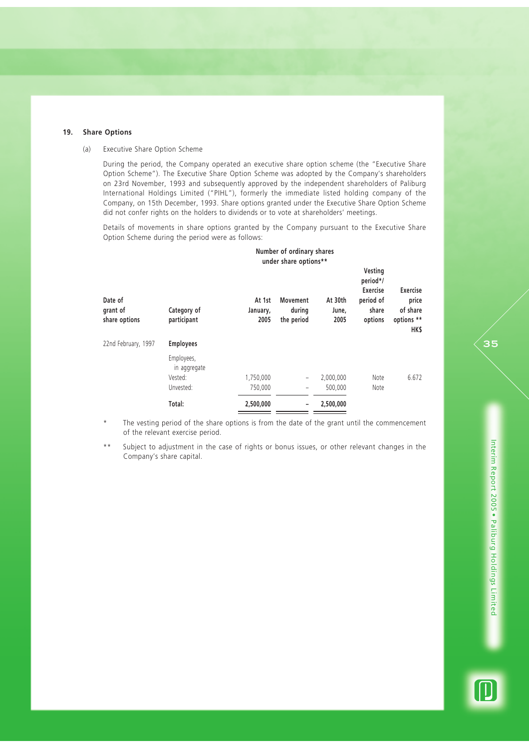## 19. Share Options

(a) Executive Share Option Scheme

During the period, the Company operated an executive share option scheme (the "Executive Share Option Scheme"). The Executive Share Option Scheme was adopted by the Company's shareholders on 23rd November, 1993 and subsequently approved by the independent shareholders of Paliburg International Holdings Limited ("PIHL"), formerly the immediate listed holding company of the Company, on 15th December, 1993. Share options granted under the Executive Share Option Scheme did not confer rights on the holders to dividends or to vote at shareholders' meetings.

Details of movements in share options granted by the Company pursuant to the Executive Share Option Scheme during the period were as follows:

| Date of grant of share options | Category of participant | Number of ordinary shares under share options** | | | Vesting period*/ Exercise period of share options | Exercise price of share options ** HK$ |
|---|---|---|---|---|---|---|
| | | At 1st January, 2005 | Movement during the period | At 30th June, 2005 | | |
| 22nd February, 1997 | **Employees** | | | | | |
| | Employees, in aggregate | | | | | |
| | Vested: | 1,750,000 | – | 2,000,000 | Note | 6.672 |
| | Unvested: | 750,000 | – | 500,000 | Note | |
| | **Total:** | **2,500,000** | **–** | **2,500,000** | | |

\* The vesting period of the share options is from the date of the grant until the commencement of the relevant exercise period.

** Subject to adjustment in the case of rights or bonus issues, or other relevant changes in the Company's share capital.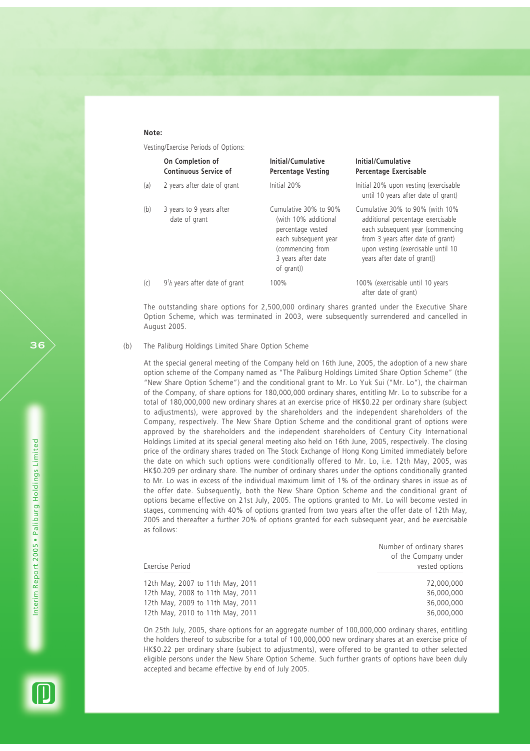**Note:**

Vesting/Exercise Periods of Options:

| | On Completion of Continuous Service of | Initial/Cumulative Percentage Vesting | Initial/Cumulative Percentage Exercisable |
|---|---|---|---|
| (a) | 2 years after date of grant | Initial 20% | Initial 20% upon vesting (exercisable until 10 years after date of grant) |
| (b) | 3 years to 9 years after date of grant | Cumulative 30% to 90% (with 10% additional percentage vested each subsequent year (commencing from 3 years after date of grant)) | Cumulative 30% to 90% (with 10% additional percentage exercisable each subsequent year (commencing from 3 years after date of grant) upon vesting (exercisable until 10 years after date of grant)) |
| (c) | 9½ years after date of grant | 100% | 100% (exercisable until 10 years after date of grant) |

The outstanding share options for 2,500,000 ordinary shares granted under the Executive Share Option Scheme, which was terminated in 2003, were subsequently surrendered and cancelled in August 2005.

(b) The Paliburg Holdings Limited Share Option Scheme

At the special general meeting of the Company held on 16th June, 2005, the adoption of a new share option scheme of the Company named as "The Paliburg Holdings Limited Share Option Scheme" (the "New Share Option Scheme") and the conditional grant to Mr. Lo Yuk Sui ("Mr. Lo"), the chairman of the Company, of share options for 180,000,000 ordinary shares, entitling Mr. Lo to subscribe for a total of 180,000,000 new ordinary shares at an exercise price of HK$0.22 per ordinary share (subject to adjustments), were approved by the shareholders and the independent shareholders of the Company, respectively. The New Share Option Scheme and the conditional grant of options were approved by the shareholders and the independent shareholders of Century City International Holdings Limited at its special general meeting also held on 16th June, 2005, respectively. The closing price of the ordinary shares traded on The Stock Exchange of Hong Kong Limited immediately before the date on which such options were conditionally offered to Mr. Lo, i.e. 12th May, 2005, was HK$0.209 per ordinary share. The number of ordinary shares under the options conditionally granted to Mr. Lo was in excess of the individual maximum limit of 1% of the ordinary shares in issue as of the offer date. Subsequently, both the New Share Option Scheme and the conditional grant of options became effective on 21st July, 2005. The options granted to Mr. Lo will become vested in stages, commencing with 40% of options granted from two years after the offer date of 12th May, 2005 and thereafter a further 20% of options granted for each subsequent year, and be exercisable as follows:

| Exercise Period | Number of ordinary shares of the Company under vested options |
|---|---|
| 12th May, 2007 to 11th May, 2011 | 72,000,000 |
| 12th May, 2008 to 11th May, 2011 | 36,000,000 |
| 12th May, 2009 to 11th May, 2011 | 36,000,000 |
| 12th May, 2010 to 11th May, 2011 | 36,000,000 |

On 25th July, 2005, share options for an aggregate number of 100,000,000 ordinary shares, entitling the holders thereof to subscribe for a total of 100,000,000 new ordinary shares at an exercise price of HK$0.22 per ordinary share (subject to adjustments), were offered to be granted to other selected eligible persons under the New Share Option Scheme. Such further grants of options have been duly accepted and became effective by end of July 2005.